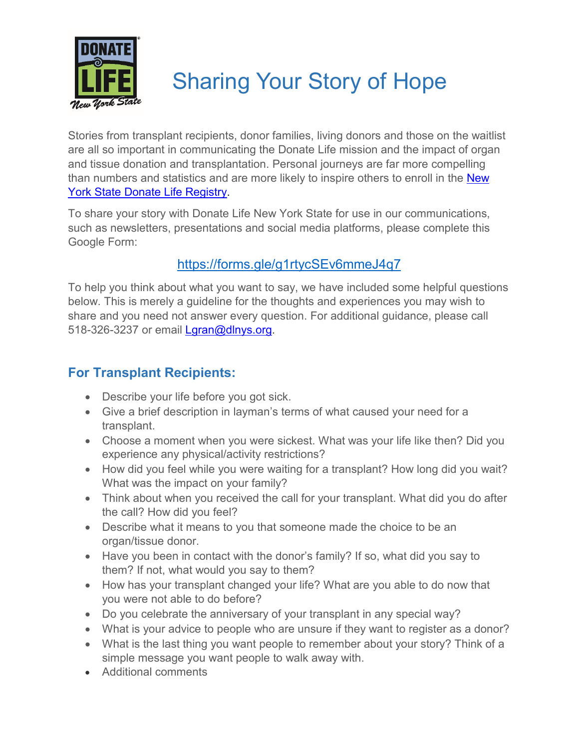# Sharing Your Story of Hope

Stories from transplant recipients, donor families, living donors and those on the waitlist are all so important in communicating the Donate Life mission and the impact of organ and tissue donation and transplantation. Personal journeys are far more compelling than numbers and statistics and are more likely to inspire others to enroll in the [New York State Donate Life Registry](#).

To share your story with Donate Life New York State for use in our communications, such as newsletters, presentations and social media platforms, please complete this Google Form:

https://forms.gle/g1rtycSEv6mmeJ4q7

To help you think about what you want to say, we have included some helpful questions below. This is merely a guideline for the thoughts and experiences you may wish to share and you need not answer every question. For additional guidance, please call 518-326-3237 or email Lgran@dlnys.org.

## For Transplant Recipients:

- Describe your life before you got sick.
- Give a brief description in layman's terms of what caused your need for a transplant.
- Choose a moment when you were sickest. What was your life like then? Did you experience any physical/activity restrictions?
- How did you feel while you were waiting for a transplant? How long did you wait? What was the impact on your family?
- Think about when you received the call for your transplant. What did you do after the call? How did you feel?
- Describe what it means to you that someone made the choice to be an organ/tissue donor.
- Have you been in contact with the donor's family? If so, what did you say to them? If not, what would you say to them?
- How has your transplant changed your life? What are you able to do now that you were not able to do before?
- Do you celebrate the anniversary of your transplant in any special way?
- What is your advice to people who are unsure if they want to register as a donor?
- What is the last thing you want people to remember about your story? Think of a simple message you want people to walk away with.
- Additional comments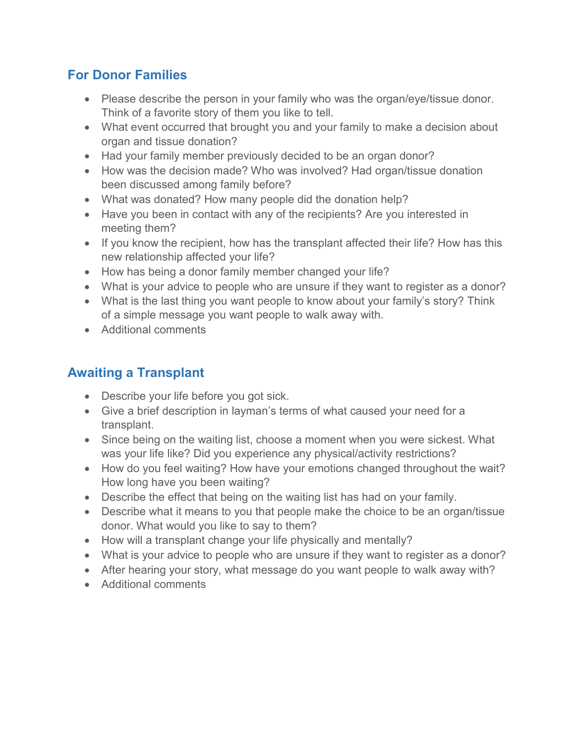## For Donor Families

- Please describe the person in your family who was the organ/eye/tissue donor. Think of a favorite story of them you like to tell.
- What event occurred that brought you and your family to make a decision about organ and tissue donation?
- Had your family member previously decided to be an organ donor?
- How was the decision made? Who was involved? Had organ/tissue donation been discussed among family before?
- What was donated? How many people did the donation help?
- Have you been in contact with any of the recipients? Are you interested in meeting them?
- If you know the recipient, how has the transplant affected their life? How has this new relationship affected your life?
- How has being a donor family member changed your life?
- What is your advice to people who are unsure if they want to register as a donor?
- What is the last thing you want people to know about your family's story? Think of a simple message you want people to walk away with.
- Additional comments

## Awaiting a Transplant

- Describe your life before you got sick.
- Give a brief description in layman's terms of what caused your need for a transplant.
- Since being on the waiting list, choose a moment when you were sickest. What was your life like? Did you experience any physical/activity restrictions?
- How do you feel waiting? How have your emotions changed throughout the wait? How long have you been waiting?
- Describe the effect that being on the waiting list has had on your family.
- Describe what it means to you that people make the choice to be an organ/tissue donor. What would you like to say to them?
- How will a transplant change your life physically and mentally?
- What is your advice to people who are unsure if they want to register as a donor?
- After hearing your story, what message do you want people to walk away with?
- Additional comments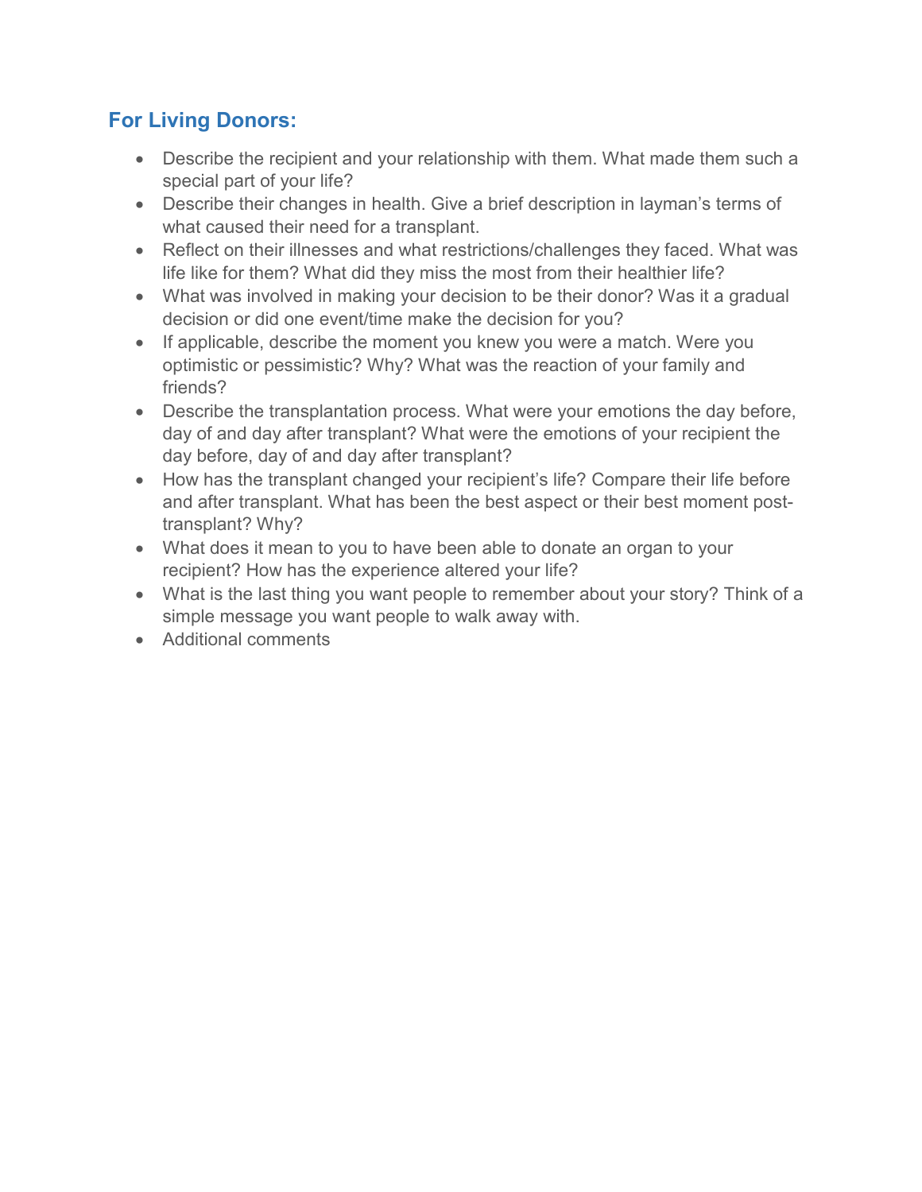## For Living Donors:

- Describe the recipient and your relationship with them. What made them such a special part of your life?
- Describe their changes in health. Give a brief description in layman's terms of what caused their need for a transplant.
- Reflect on their illnesses and what restrictions/challenges they faced. What was life like for them? What did they miss the most from their healthier life?
- What was involved in making your decision to be their donor? Was it a gradual decision or did one event/time make the decision for you?
- If applicable, describe the moment you knew you were a match. Were you optimistic or pessimistic? Why? What was the reaction of your family and friends?
- Describe the transplantation process. What were your emotions the day before, day of and day after transplant? What were the emotions of your recipient the day before, day of and day after transplant?
- How has the transplant changed your recipient's life? Compare their life before and after transplant. What has been the best aspect or their best moment post-transplant? Why?
- What does it mean to you to have been able to donate an organ to your recipient? How has the experience altered your life?
- What is the last thing you want people to remember about your story? Think of a simple message you want people to walk away with.
- Additional comments